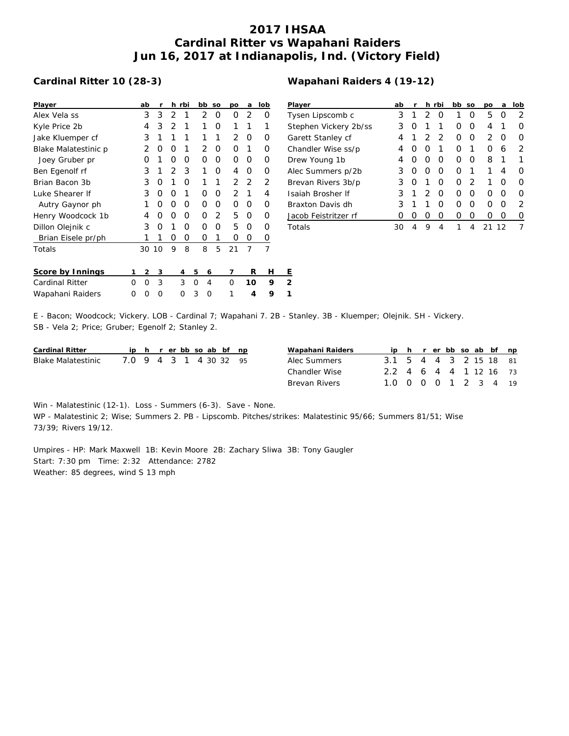# 2017 IHSAA
# Cardinal Ritter vs Wapahani Raiders
# Jun 16, 2017 at Indianapolis, Ind. (Victory Field)

## Cardinal Ritter 10 (28-3)

| Player | ab | r | h | rbi | bb | so | po | a | lob |
|---|---|---|---|---|---|---|---|---|---|
| Alex Vela ss | 3 | 3 | 2 | 1 | 2 | 0 | 0 | 2 | 0 |
| Kyle Price 2b | 4 | 3 | 2 | 1 | 1 | 0 | 1 | 1 | 1 |
| Jake Kluemper cf | 3 | 1 | 1 | 1 | 1 | 1 | 2 | 0 | 0 |
| Blake Malatestinic p | 2 | 0 | 0 | 1 | 2 | 0 | 0 | 1 | 0 |
| Joey Gruber pr | 0 | 1 | 0 | 0 | 0 | 0 | 0 | 0 | 0 |
| Ben Egenolf rf | 3 | 1 | 2 | 3 | 1 | 0 | 4 | 0 | 0 |
| Brian Bacon 3b | 3 | 0 | 1 | 0 | 1 | 1 | 2 | 2 | 2 |
| Luke Shearer lf | 3 | 0 | 0 | 1 | 0 | 0 | 2 | 1 | 4 |
| Autry Gaynor ph | 1 | 0 | 0 | 0 | 0 | 0 | 0 | 0 | 0 |
| Henry Woodcock 1b | 4 | 0 | 0 | 0 | 0 | 2 | 5 | 0 | 0 |
| Dillon Olejnik c | 3 | 0 | 1 | 0 | 0 | 0 | 5 | 0 | 0 |
| Brian Eisele pr/ph | 1 | 1 | 0 | 0 | 0 | 1 | 0 | 0 | 0 |
| Totals | 30 | 10 | 9 | 8 | 8 | 5 | 21 | 7 | 7 |

## Wapahani Raiders 4 (19-12)

| Player | ab | r | h | rbi | bb | so | po | a | lob |
|---|---|---|---|---|---|---|---|---|---|
| Tysen Lipscomb c | 3 | 1 | 2 | 0 | 1 | 0 | 5 | 0 | 2 |
| Stephen Vickery 2b/ss | 3 | 0 | 1 | 1 | 0 | 0 | 4 | 1 | 0 |
| Garett Stanley cf | 4 | 1 | 2 | 2 | 0 | 0 | 2 | 0 | 0 |
| Chandler Wise ss/p | 4 | 0 | 0 | 1 | 0 | 1 | 0 | 6 | 2 |
| Drew Young 1b | 4 | 0 | 0 | 0 | 0 | 0 | 8 | 1 | 1 |
| Alec Summers p/2b | 3 | 0 | 0 | 0 | 0 | 1 | 1 | 4 | 0 |
| Brevan Rivers 3b/p | 3 | 0 | 1 | 0 | 0 | 2 | 1 | 0 | 0 |
| Isaiah Brosher lf | 3 | 1 | 2 | 0 | 0 | 0 | 0 | 0 | 0 |
| Braxton Davis dh | 3 | 1 | 1 | 0 | 0 | 0 | 0 | 0 | 2 |
| Jacob Feistritzer rf | 0 | 0 | 0 | 0 | 0 | 0 | 0 | 0 | 0 |
| Totals | 30 | 4 | 9 | 4 | 1 | 4 | 21 | 12 | 7 |

| Score by Innings | 1 | 2 | 3 | 4 | 5 | 6 | 7 | R | H | E |
|---|---|---|---|---|---|---|---|---|---|---|
| Cardinal Ritter | 0 | 0 | 3 | 3 | 0 | 4 | 0 | **10** | **9** | **2** |
| Wapahani Raiders | 0 | 0 | 0 | 0 | 3 | 0 | 1 | **4** | **9** | **1** |

E - Bacon; Woodcock; Vickery. LOB - Cardinal 7; Wapahani 7. 2B - Stanley. 3B - Kluemper; Olejnik. SH - Vickery.
SB - Vela 2; Price; Gruber; Egenolf 2; Stanley 2.

| Cardinal Ritter | ip | h | r | er | bb | so | ab | bf | np |
|---|---|---|---|---|---|---|---|---|---|
| Blake Malatestinic | 7.0 | 9 | 4 | 3 | 1 | 4 | 30 | 32 | 95 |

| Wapahani Raiders | ip | h | r | er | bb | so | ab | bf | np |
|---|---|---|---|---|---|---|---|---|---|
| Alec Summers | 3.1 | 5 | 4 | 4 | 3 | 2 | 15 | 18 | 81 |
| Chandler Wise | 2.2 | 4 | 6 | 4 | 4 | 1 | 12 | 16 | 73 |
| Brevan Rivers | 1.0 | 0 | 0 | 0 | 1 | 2 | 3 | 4 | 19 |

Win - Malatestinic (12-1). Loss - Summers (6-3). Save - None.
WP - Malatestinic 2; Wise; Summers 2. PB - Lipscomb. Pitches/strikes: Malatestinic 95/66; Summers 81/51; Wise 73/39; Rivers 19/12.

Umpires - HP: Mark Maxwell 1B: Kevin Moore 2B: Zachary Sliwa 3B: Tony Gaugler
Start: 7:30 pm Time: 2:32 Attendance: 2782
Weather: 85 degrees, wind S 13 mph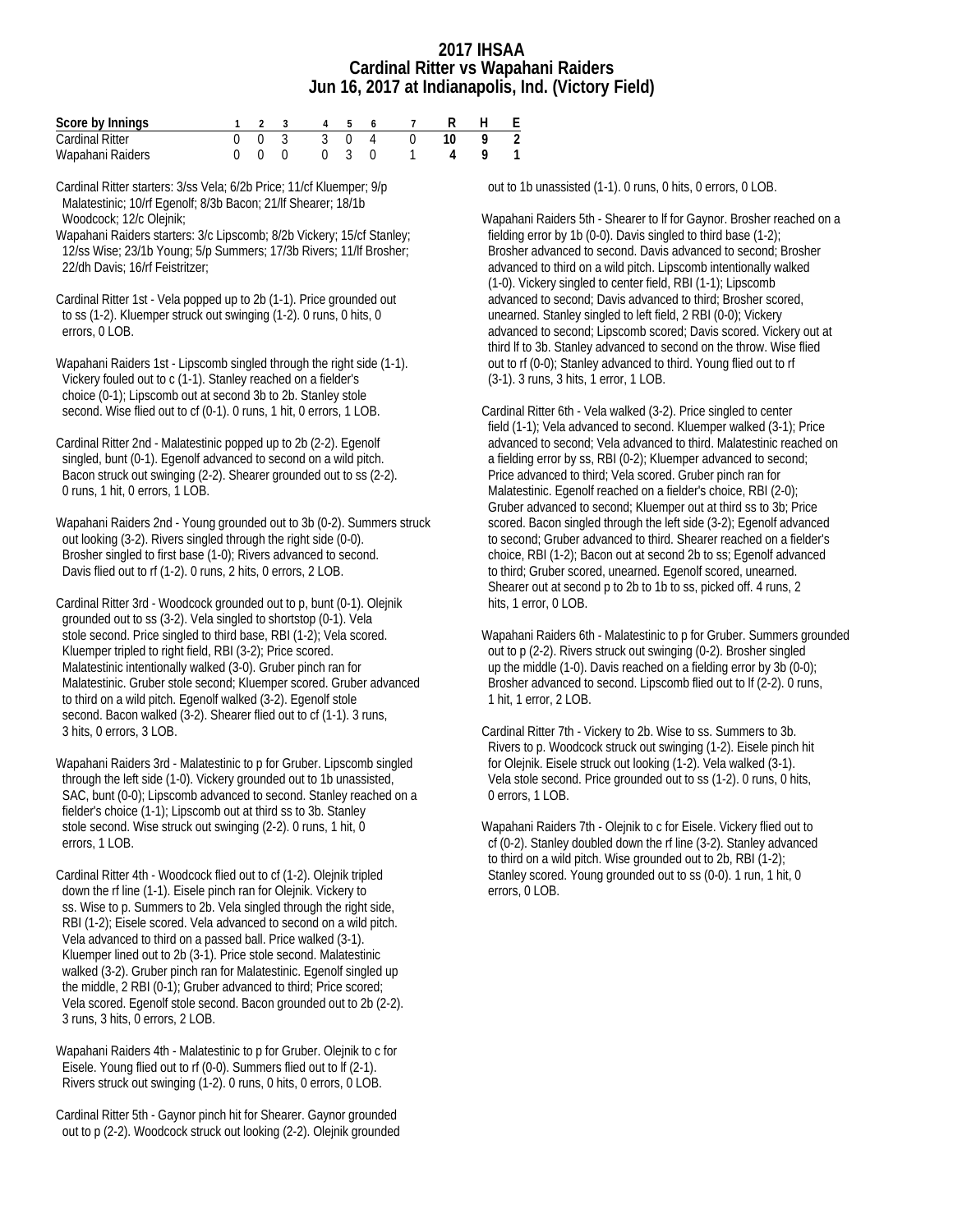# 2017 IHSAA
## Cardinal Ritter vs Wapahani Raiders
### Jun 16, 2017 at Indianapolis, Ind. (Victory Field)

| Score by Innings | 1 | 2 | 3 | 4 | 5 | 6 | 7 | R | H | E |
|---|---|---|---|---|---|---|---|---|---|---|
| Cardinal Ritter | 0 | 0 | 3 | 3 | 0 | 4 | 0 | 10 | 9 | 2 |
| Wapahani Raiders | 0 | 0 | 0 | 0 | 3 | 0 | 1 | 4 | 9 | 1 |

Cardinal Ritter starters: 3/ss Vela; 6/2b Price; 11/cf Kluemper; 9/p Malatestinic; 10/rf Egenolf; 8/3b Bacon; 21/lf Shearer; 18/1b Woodcock; 12/c Olejnik;

Wapahani Raiders starters: 3/c Lipscomb; 8/2b Vickery; 15/cf Stanley; 12/ss Wise; 23/1b Young; 5/p Summers; 17/3b Rivers; 11/lf Brosher; 22/dh Davis; 16/rf Feistritzer;

Cardinal Ritter 1st - Vela popped up to 2b (1-1). Price grounded out to ss (1-2). Kluemper struck out swinging (1-2). 0 runs, 0 hits, 0 errors, 0 LOB.

Wapahani Raiders 1st - Lipscomb singled through the right side (1-1). Vickery fouled out to c (1-1). Stanley reached on a fielder's choice (0-1); Lipscomb out at second 3b to 2b. Stanley stole second. Wise flied out to cf (0-1). 0 runs, 1 hit, 0 errors, 1 LOB.

Cardinal Ritter 2nd - Malatestinic popped up to 2b (2-2). Egenolf singled, bunt (0-1). Egenolf advanced to second on a wild pitch. Bacon struck out swinging (2-2). Shearer grounded out to ss (2-2). 0 runs, 1 hit, 0 errors, 1 LOB.

Wapahani Raiders 2nd - Young grounded out to 3b (0-2). Summers struck out looking (3-2). Rivers singled through the right side (0-0). Brosher singled to first base (1-0); Rivers advanced to second. Davis flied out to rf (1-2). 0 runs, 2 hits, 0 errors, 2 LOB.

Cardinal Ritter 3rd - Woodcock grounded out to p, bunt (0-1). Olejnik grounded out to ss (3-2). Vela singled to shortstop (0-1). Vela stole second. Price singled to third base, RBI (1-2); Vela scored. Kluemper tripled to right field, RBI (3-2); Price scored. Malatestinic intentionally walked (3-0). Gruber pinch ran for Malatestinic. Gruber stole second; Kluemper scored. Gruber advanced to third on a wild pitch. Egenolf walked (3-2). Egenolf stole second. Bacon walked (3-2). Shearer flied out to cf (1-1). 3 runs, 3 hits, 0 errors, 3 LOB.

Wapahani Raiders 3rd - Malatestinic to p for Gruber. Lipscomb singled through the left side (1-0). Vickery grounded out to 1b unassisted, SAC, bunt (0-0); Lipscomb advanced to second. Stanley reached on a fielder's choice (1-1); Lipscomb out at third ss to 3b. Stanley stole second. Wise struck out swinging (2-2). 0 runs, 1 hit, 0 errors, 1 LOB.

Cardinal Ritter 4th - Woodcock flied out to cf (1-2). Olejnik tripled down the rf line (1-1). Eisele pinch ran for Olejnik. Vickery to ss. Wise to p. Summers to 2b. Vela singled through the right side, RBI (1-2); Eisele scored. Vela advanced to second on a wild pitch. Vela advanced to third on a passed ball. Price walked (3-1). Kluemper lined out to 2b (3-1). Price stole second. Malatestinic walked (3-2). Gruber pinch ran for Malatestinic. Egenolf singled up the middle, 2 RBI (0-1); Gruber advanced to third; Price scored; Vela scored. Egenolf stole second. Bacon grounded out to 2b (2-2). 3 runs, 3 hits, 0 errors, 2 LOB.

Wapahani Raiders 4th - Malatestinic to p for Gruber. Olejnik to c for Eisele. Young flied out to rf (0-0). Summers flied out to lf (2-1). Rivers struck out swinging (1-2). 0 runs, 0 hits, 0 errors, 0 LOB.

Cardinal Ritter 5th - Gaynor pinch hit for Shearer. Gaynor grounded out to p (2-2). Woodcock struck out looking (2-2). Olejnik grounded out to 1b unassisted (1-1). 0 runs, 0 hits, 0 errors, 0 LOB.

Wapahani Raiders 5th - Shearer to lf for Gaynor. Brosher reached on a fielding error by 1b (0-0). Davis singled to third base (1-2); Brosher advanced to second. Davis advanced to second; Brosher advanced to third on a wild pitch. Lipscomb intentionally walked (1-0). Vickery singled to center field, RBI (1-1); Lipscomb advanced to second; Davis advanced to third; Brosher scored, unearned. Stanley singled to left field, 2 RBI (0-0); Vickery advanced to second; Lipscomb scored; Davis scored. Vickery out at third lf to 3b. Stanley advanced to second on the throw. Wise flied out to rf (0-0); Stanley advanced to third. Young flied out to rf (3-1). 3 runs, 3 hits, 1 error, 1 LOB.

Cardinal Ritter 6th - Vela walked (3-2). Price singled to center field (1-1); Vela advanced to second. Kluemper walked (3-1); Price advanced to second; Vela advanced to third. Malatestinic reached on a fielding error by ss, RBI (0-2); Kluemper advanced to second; Price advanced to third; Vela scored. Gruber pinch ran for Malatestinic. Egenolf reached on a fielder's choice, RBI (2-0); Gruber advanced to second; Kluemper out at third ss to 3b; Price scored. Bacon singled through the left side (3-2); Egenolf advanced to second; Gruber advanced to third. Shearer reached on a fielder's choice, RBI (1-2); Bacon out at second 2b to ss; Egenolf advanced to third; Gruber scored, unearned. Egenolf scored, unearned. Shearer out at second p to 2b to 1b to ss, picked off. 4 runs, 2 hits, 1 error, 0 LOB.

Wapahani Raiders 6th - Malatestinic to p for Gruber. Summers grounded out to p (2-2). Rivers struck out swinging (0-2). Brosher singled up the middle (1-0). Davis reached on a fielding error by 3b (0-0); Brosher advanced to second. Lipscomb flied out to lf (2-2). 0 runs, 1 hit, 1 error, 2 LOB.

Cardinal Ritter 7th - Vickery to 2b. Wise to ss. Summers to 3b. Rivers to p. Woodcock struck out swinging (1-2). Eisele pinch hit for Olejnik. Eisele struck out looking (1-2). Vela walked (3-1). Vela stole second. Price grounded out to ss (1-2). 0 runs, 0 hits, 0 errors, 1 LOB.

Wapahani Raiders 7th - Olejnik to c for Eisele. Vickery flied out to cf (0-2). Stanley doubled down the rf line (3-2). Stanley advanced to third on a wild pitch. Wise grounded out to 2b, RBI (1-2); Stanley scored. Young grounded out to ss (0-0). 1 run, 1 hit, 0 errors, 0 LOB.